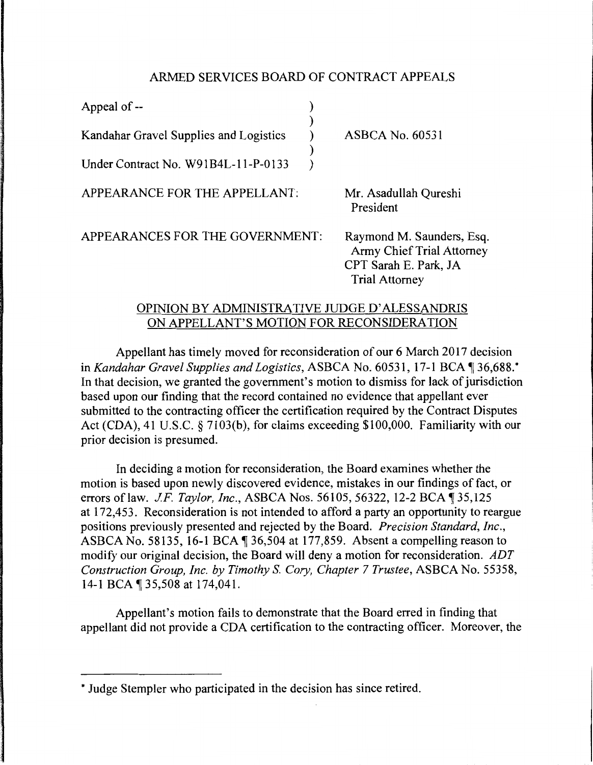ARMED SERVICES BOARD OF CONTRACT APPEALS

| | | |
|---|---|---|
| Appeal of -- | ) | |
| | ) | |
| Kandahar Gravel Supplies and Logistics | ) | ASBCA No. 60531 |
| | ) | |
| Under Contract No. W91B4L-11-P-0133 | ) | |

APPEARANCE FOR THE APPELLANT: Mr. Asadullah Qureshi
President

APPEARANCES FOR THE GOVERNMENT: Raymond M. Saunders, Esq.
Army Chief Trial Attorney
CPT Sarah E. Park, JA
Trial Attorney

OPINION BY ADMINISTRATIVE JUDGE D'ALESSANDRIS
ON APPELLANT'S MOTION FOR RECONSIDERATION

Appellant has timely moved for reconsideration of our 6 March 2017 decision in *Kandahar Gravel Supplies and Logistics*, ASBCA No. 60531, 17-1 BCA ¶ 36,688.* In that decision, we granted the government's motion to dismiss for lack of jurisdiction based upon our finding that the record contained no evidence that appellant ever submitted to the contracting officer the certification required by the Contract Disputes Act (CDA), 41 U.S.C. § 7103(b), for claims exceeding $100,000. Familiarity with our prior decision is presumed.

In deciding a motion for reconsideration, the Board examines whether the motion is based upon newly discovered evidence, mistakes in our findings of fact, or errors of law. *J.F. Taylor, Inc.*, ASBCA Nos. 56105, 56322, 12-2 BCA ¶ 35,125 at 172,453. Reconsideration is not intended to afford a party an opportunity to reargue positions previously presented and rejected by the Board. *Precision Standard, Inc.*, ASBCA No. 58135, 16-1 BCA ¶ 36,504 at 177,859. Absent a compelling reason to modify our original decision, the Board will deny a motion for reconsideration. *ADT Construction Group, Inc. by Timothy S. Cory, Chapter 7 Trustee*, ASBCA No. 55358, 14-1 BCA ¶ 35,508 at 174,041.

Appellant's motion fails to demonstrate that the Board erred in finding that appellant did not provide a CDA certification to the contracting officer. Moreover, the

* Judge Stempler who participated in the decision has since retired.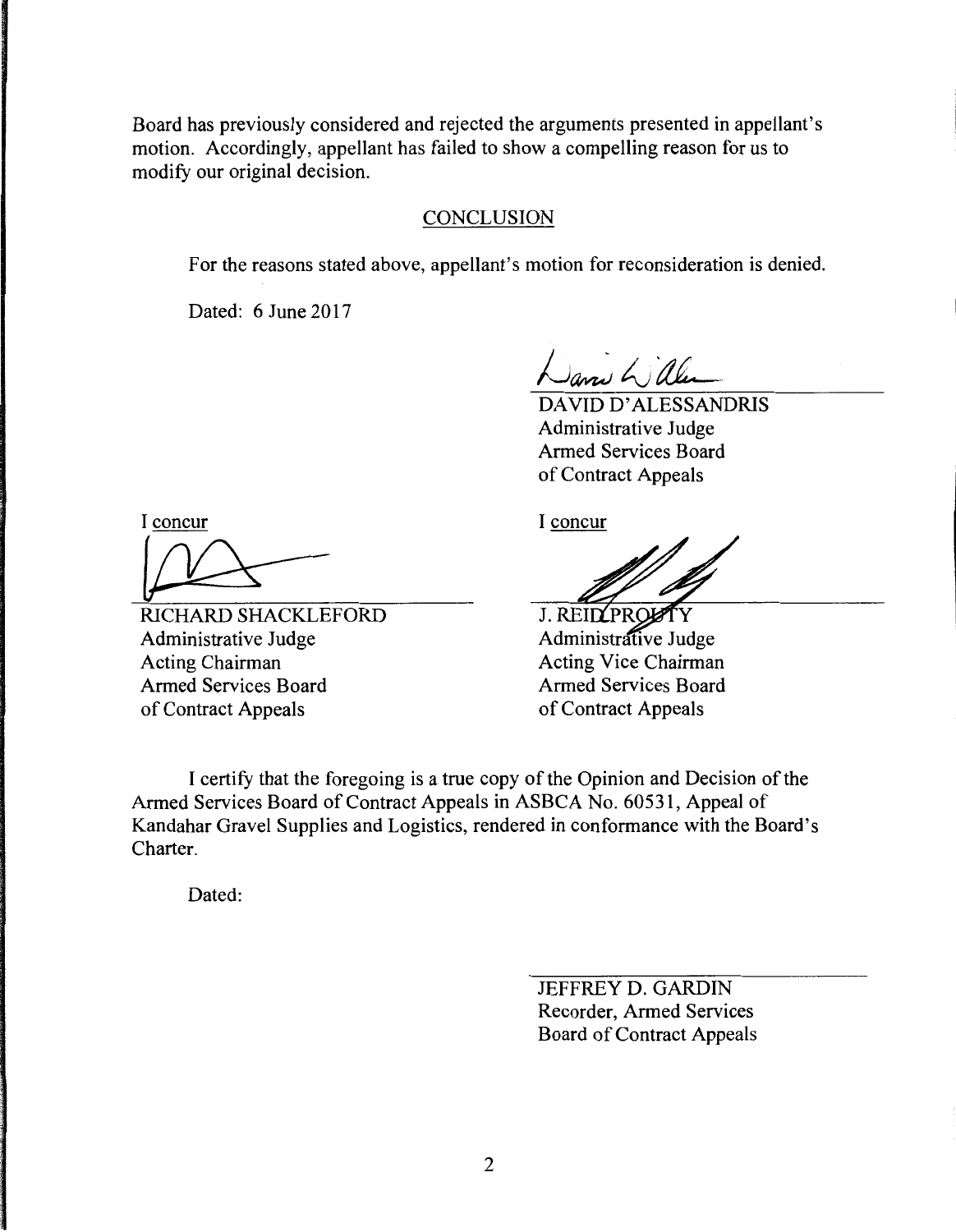Board has previously considered and rejected the arguments presented in appellant's motion. Accordingly, appellant has failed to show a compelling reason for us to modify our original decision.

## CONCLUSION

For the reasons stated above, appellant's motion for reconsideration is denied.

Dated: 6 June 2017

DAVID D'ALESSANDRIS
Administrative Judge
Armed Services Board
of Contract Appeals

I concur

RICHARD SHACKLEFORD
Administrative Judge
Acting Chairman
Armed Services Board
of Contract Appeals

I concur

J. REID PROUTY
Administrative Judge
Acting Vice Chairman
Armed Services Board
of Contract Appeals

I certify that the foregoing is a true copy of the Opinion and Decision of the Armed Services Board of Contract Appeals in ASBCA No. 60531, Appeal of Kandahar Gravel Supplies and Logistics, rendered in conformance with the Board's Charter.

Dated:

JEFFREY D. GARDIN
Recorder, Armed Services
Board of Contract Appeals